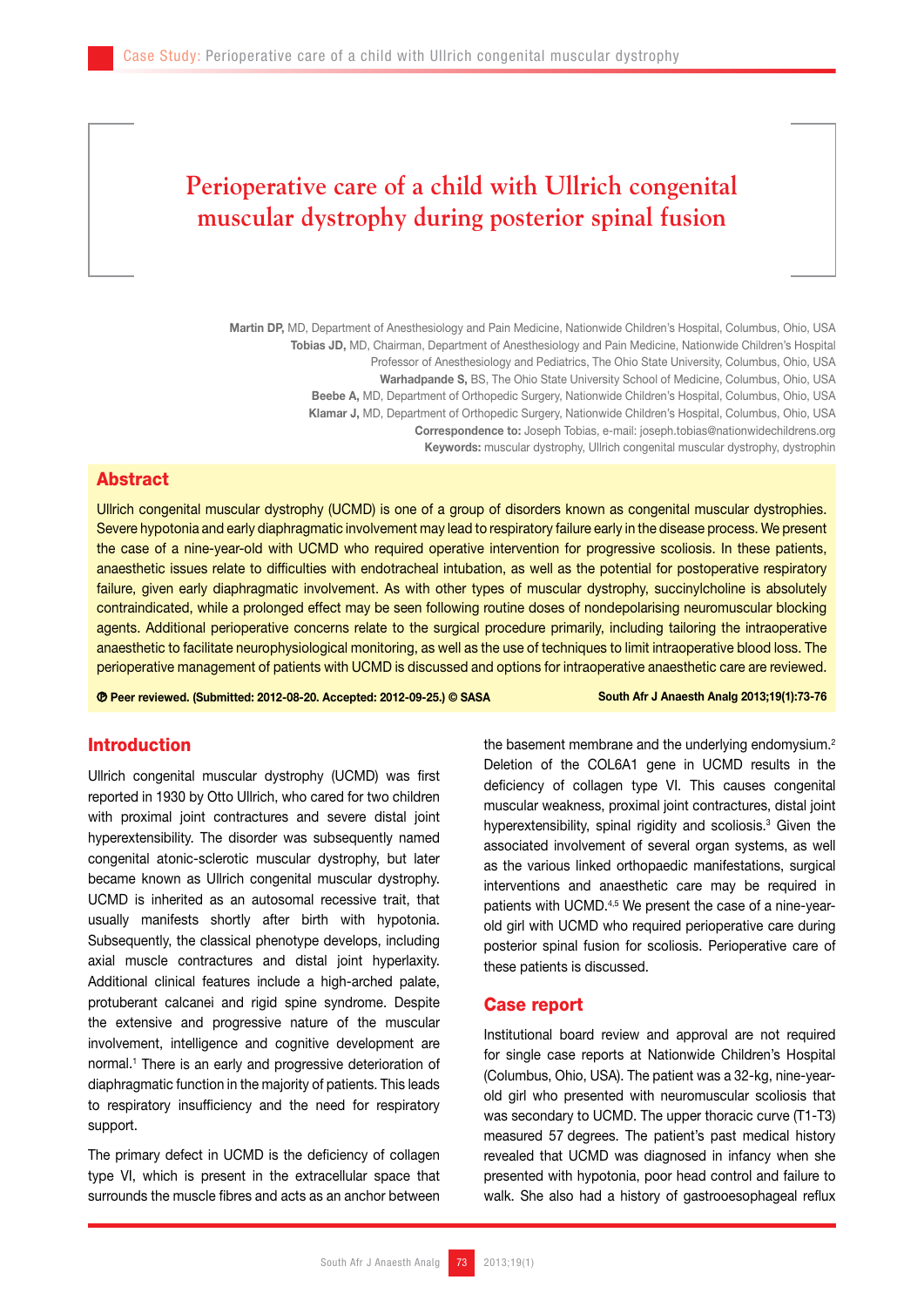# Perioperative care of a child with Ullrich congenital muscular dystrophy during posterior spinal fusion

**Martin DP,** MD, Department of Anesthesiology and Pain Medicine, Nationwide Children's Hospital, Columbus, Ohio, USA
**Tobias JD,** MD, Chairman, Department of Anesthesiology and Pain Medicine, Nationwide Children's Hospital
Professor of Anesthesiology and Pediatrics, The Ohio State University, Columbus, Ohio, USA
**Warhadpande S,** BS, The Ohio State University School of Medicine, Columbus, Ohio, USA
**Beebe A,** MD, Department of Orthopedic Surgery, Nationwide Children's Hospital, Columbus, Ohio, USA
**Klamar J,** MD, Department of Orthopedic Surgery, Nationwide Children's Hospital, Columbus, Ohio, USA
**Correspondence to:** Joseph Tobias, e-mail: joseph.tobias@nationwidechildrens.org
**Keywords:** muscular dystrophy, Ullrich congenital muscular dystrophy, dystrophin

## Abstract

Ullrich congenital muscular dystrophy (UCMD) is one of a group of disorders known as congenital muscular dystrophies. Severe hypotonia and early diaphragmatic involvement may lead to respiratory failure early in the disease process. We present the case of a nine-year-old with UCMD who required operative intervention for progressive scoliosis. In these patients, anaesthetic issues relate to difficulties with endotracheal intubation, as well as the potential for postoperative respiratory failure, given early diaphragmatic involvement. As with other types of muscular dystrophy, succinylcholine is absolutely contraindicated, while a prolonged effect may be seen following routine doses of nondepolarising neuromuscular blocking agents. Additional perioperative concerns relate to the surgical procedure primarily, including tailoring the intraoperative anaesthetic to facilitate neurophysiological monitoring, as well as the use of techniques to limit intraoperative blood loss. The perioperative management of patients with UCMD is discussed and options for intraoperative anaesthetic care are reviewed.

**Peer reviewed. (Submitted: 2012-08-20. Accepted: 2012-09-25.) © SASA**

**South Afr J Anaesth Analg 2013;19(1):73-76**

## Introduction

Ullrich congenital muscular dystrophy (UCMD) was first reported in 1930 by Otto Ullrich, who cared for two children with proximal joint contractures and severe distal joint hyperextensibility. The disorder was subsequently named congenital atonic-sclerotic muscular dystrophy, but later became known as Ullrich congenital muscular dystrophy. UCMD is inherited as an autosomal recessive trait, that usually manifests shortly after birth with hypotonia. Subsequently, the classical phenotype develops, including axial muscle contractures and distal joint hyperlaxity. Additional clinical features include a high-arched palate, protuberant calcanei and rigid spine syndrome. Despite the extensive and progressive nature of the muscular involvement, intelligence and cognitive development are normal.[1] There is an early and progressive deterioration of diaphragmatic function in the majority of patients. This leads to respiratory insufficiency and the need for respiratory support.

The primary defect in UCMD is the deficiency of collagen type VI, which is present in the extracellular space that surrounds the muscle fibres and acts as an anchor between the basement membrane and the underlying endomysium.[2] Deletion of the COL6A1 gene in UCMD results in the deficiency of collagen type VI. This causes congenital muscular weakness, proximal joint contractures, distal joint hyperextensibility, spinal rigidity and scoliosis.[3] Given the associated involvement of several organ systems, as well as the various linked orthopaedic manifestations, surgical interventions and anaesthetic care may be required in patients with UCMD.[4,5] We present the case of a nine-year-old girl with UCMD who required perioperative care during posterior spinal fusion for scoliosis. Perioperative care of these patients is discussed.

## Case report

Institutional board review and approval are not required for single case reports at Nationwide Children's Hospital (Columbus, Ohio, USA). The patient was a 32-kg, nine-year-old girl who presented with neuromuscular scoliosis that was secondary to UCMD. The upper thoracic curve (T1-T3) measured 57 degrees. The patient's past medical history revealed that UCMD was diagnosed in infancy when she presented with hypotonia, poor head control and failure to walk. She also had a history of gastroesophageal reflux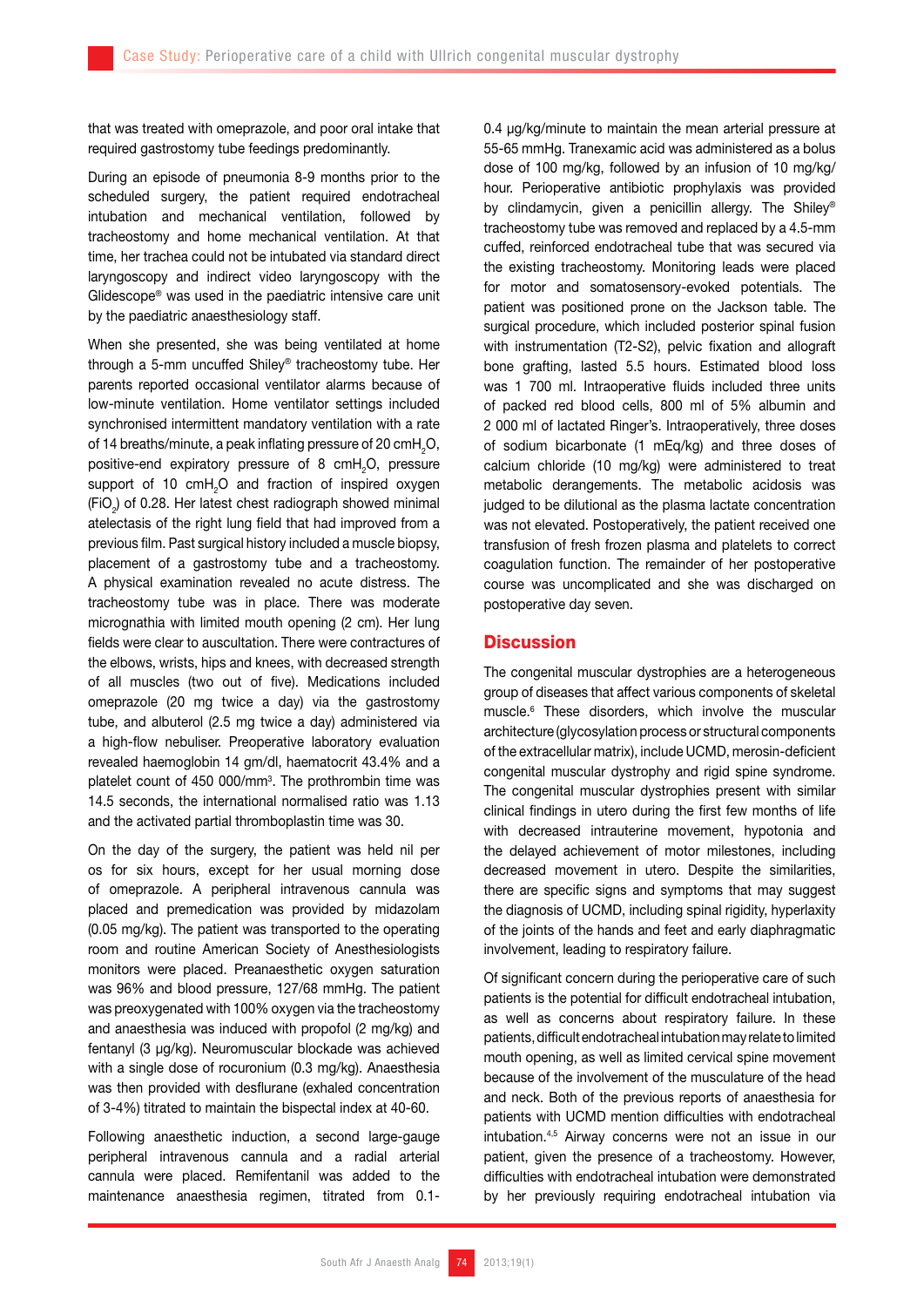that was treated with omeprazole, and poor oral intake that required gastrostomy tube feedings predominantly.

During an episode of pneumonia 8-9 months prior to the scheduled surgery, the patient required endotracheal intubation and mechanical ventilation, followed by tracheostomy and home mechanical ventilation. At that time, her trachea could not be intubated via standard direct laryngoscopy and indirect video laryngoscopy with the Glidescope® was used in the paediatric intensive care unit by the paediatric anaesthesiology staff.

When she presented, she was being ventilated at home through a 5-mm uncuffed Shiley® tracheostomy tube. Her parents reported occasional ventilator alarms because of low-minute ventilation. Home ventilator settings included synchronised intermittent mandatory ventilation with a rate of 14 breaths/minute, a peak inflating pressure of 20 $cmH_2O$, positive-end expiratory pressure of 8 $cmH_2O$, pressure support of 10 $cmH_2O$ and fraction of inspired oxygen ($FiO_2$) of 0.28. Her latest chest radiograph showed minimal atelectasis of the right lung field that had improved from a previous film. Past surgical history included a muscle biopsy, placement of a gastrostomy tube and a tracheostomy. A physical examination revealed no acute distress. The tracheostomy tube was in place. There was moderate micrognathia with limited mouth opening (2 cm). Her lung fields were clear to auscultation. There were contractures of the elbows, wrists, hips and knees, with decreased strength of all muscles (two out of five). Medications included omeprazole (20 mg twice a day) via the gastrostomy tube, and albuterol (2.5 mg twice a day) administered via a high-flow nebuliser. Preoperative laboratory evaluation revealed haemoglobin 14 gm/dl, haematocrit 43.4% and a platelet count of 450 000/mm$^3$. The prothrombin time was 14.5 seconds, the international normalised ratio was 1.13 and the activated partial thromboplastin time was 30.

On the day of the surgery, the patient was held nil per os for six hours, except for her usual morning dose of omeprazole. A peripheral intravenous cannula was placed and premedication was provided by midazolam (0.05 mg/kg). The patient was transported to the operating room and routine American Society of Anesthesiologists monitors were placed. Preanaesthetic oxygen saturation was 96% and blood pressure, 127/68 mmHg. The patient was preoxygenated with 100% oxygen via the tracheostomy and anaesthesia was induced with propofol (2 mg/kg) and fentanyl (3 µg/kg). Neuromuscular blockade was achieved with a single dose of rocuronium (0.3 mg/kg). Anaesthesia was then provided with desflurane (exhaled concentration of 3-4%) titrated to maintain the bispectral index at 40-60.

Following anaesthetic induction, a second large-gauge peripheral intravenous cannula and a radial arterial cannula were placed. Remifentanil was added to the maintenance anaesthesia regimen, titrated from 0.1-0.4 µg/kg/minute to maintain the mean arterial pressure at 55-65 mmHg. Tranexamic acid was administered as a bolus dose of 100 mg/kg, followed by an infusion of 10 mg/kg/hour. Perioperative antibiotic prophylaxis was provided by clindamycin, given a penicillin allergy. The Shiley® tracheostomy tube was removed and replaced by a 4.5-mm cuffed, reinforced endotracheal tube that was secured via the existing tracheostomy. Monitoring leads were placed for motor and somatosensory-evoked potentials. The patient was positioned prone on the Jackson table. The surgical procedure, which included posterior spinal fusion with instrumentation (T2-S2), pelvic fixation and allograft bone grafting, lasted 5.5 hours. Estimated blood loss was 1 700 ml. Intraoperative fluids included three units of packed red blood cells, 800 ml of 5% albumin and 2 000 ml of lactated Ringer's. Intraoperatively, three doses of sodium bicarbonate (1 mEq/kg) and three doses of calcium chloride (10 mg/kg) were administered to treat metabolic derangements. The metabolic acidosis was judged to be dilutional as the plasma lactate concentration was not elevated. Postoperatively, the patient received one transfusion of fresh frozen plasma and platelets to correct coagulation function. The remainder of her postoperative course was uncomplicated and she was discharged on postoperative day seven.

## Discussion

The congenital muscular dystrophies are a heterogeneous group of diseases that affect various components of skeletal muscle.[6] These disorders, which involve the muscular architecture (glycosylation process or structural components of the extracellular matrix), include UCMD, merosin-deficient congenital muscular dystrophy and rigid spine syndrome. The congenital muscular dystrophies present with similar clinical findings in utero during the first few months of life with decreased intrauterine movement, hypotonia and the delayed achievement of motor milestones, including decreased movement in utero. Despite the similarities, there are specific signs and symptoms that may suggest the diagnosis of UCMD, including spinal rigidity, hyperlaxity of the joints of the hands and feet and early diaphragmatic involvement, leading to respiratory failure.

Of significant concern during the perioperative care of such patients is the potential for difficult endotracheal intubation, as well as concerns about respiratory failure. In these patients, difficult endotracheal intubation may relate to limited mouth opening, as well as limited cervical spine movement because of the involvement of the musculature of the head and neck. Both of the previous reports of anaesthesia for patients with UCMD mention difficulties with endotracheal intubation.[4,5] Airway concerns were not an issue in our patient, given the presence of a tracheostomy. However, difficulties with endotracheal intubation were demonstrated by her previously requiring endotracheal intubation via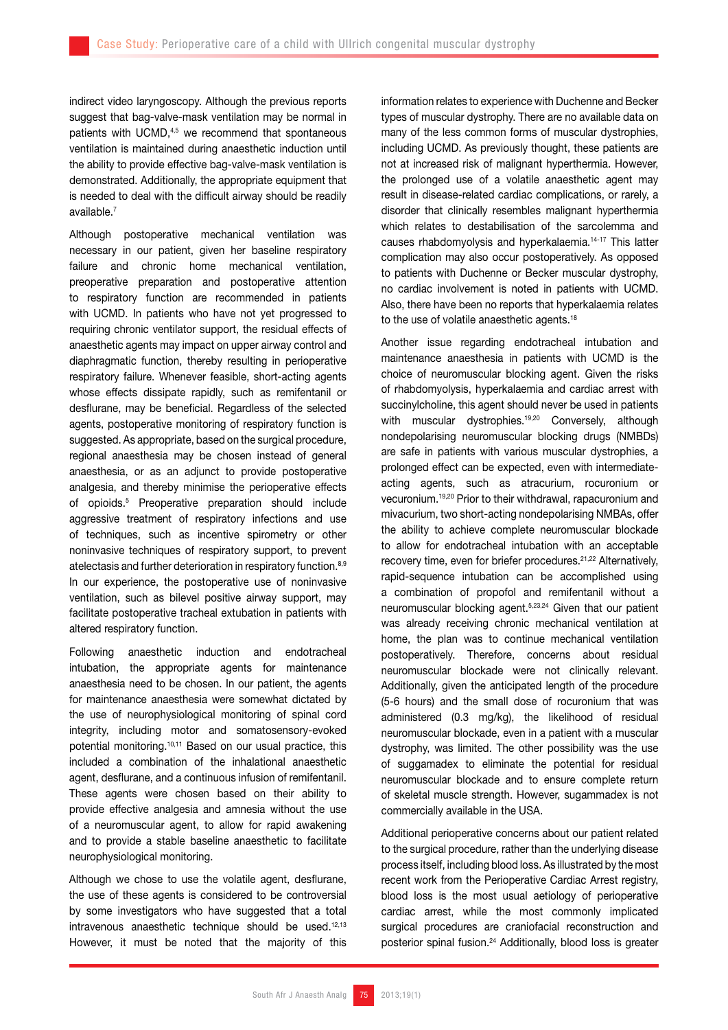indirect video laryngoscopy. Although the previous reports suggest that bag-valve-mask ventilation may be normal in patients with UCMD,[4,5] we recommend that spontaneous ventilation is maintained during anaesthetic induction until the ability to provide effective bag-valve-mask ventilation is demonstrated. Additionally, the appropriate equipment that is needed to deal with the difficult airway should be readily available.[7]

Although postoperative mechanical ventilation was necessary in our patient, given her baseline respiratory failure and chronic home mechanical ventilation, preoperative preparation and postoperative attention to respiratory function are recommended in patients with UCMD. In patients who have not yet progressed to requiring chronic ventilator support, the residual effects of anaesthetic agents may impact on upper airway control and diaphragmatic function, thereby resulting in perioperative respiratory failure. Whenever feasible, short-acting agents whose effects dissipate rapidly, such as remifentanil or desflurane, may be beneficial. Regardless of the selected agents, postoperative monitoring of respiratory function is suggested. As appropriate, based on the surgical procedure, regional anaesthesia may be chosen instead of general anaesthesia, or as an adjunct to provide postoperative analgesia, and thereby minimise the perioperative effects of opioids.[5] Preoperative preparation should include aggressive treatment of respiratory infections and use of techniques, such as incentive spirometry or other noninvasive techniques of respiratory support, to prevent atelectasis and further deterioration in respiratory function.[8,9] In our experience, the postoperative use of noninvasive ventilation, such as bilevel positive airway support, may facilitate postoperative tracheal extubation in patients with altered respiratory function.

Following anaesthetic induction and endotracheal intubation, the appropriate agents for maintenance anaesthesia need to be chosen. In our patient, the agents for maintenance anaesthesia were somewhat dictated by the use of neurophysiological monitoring of spinal cord integrity, including motor and somatosensory-evoked potential monitoring.[10,11] Based on our usual practice, this included a combination of the inhalational anaesthetic agent, desflurane, and a continuous infusion of remifentanil. These agents were chosen based on their ability to provide effective analgesia and amnesia without the use of a neuromuscular agent, to allow for rapid awakening and to provide a stable baseline anaesthetic to facilitate neurophysiological monitoring.

Although we chose to use the volatile agent, desflurane, the use of these agents is considered to be controversial by some investigators who have suggested that a total intravenous anaesthetic technique should be used.[12,13] However, it must be noted that the majority of this information relates to experience with Duchenne and Becker types of muscular dystrophy. There are no available data on many of the less common forms of muscular dystrophies, including UCMD. As previously thought, these patients are not at increased risk of malignant hyperthermia. However, the prolonged use of a volatile anaesthetic agent may result in disease-related cardiac complications, or rarely, a disorder that clinically resembles malignant hyperthermia which relates to destabilisation of the sarcolemma and causes rhabdomyolysis and hyperkalaemia.[14-17] This latter complication may also occur postoperatively. As opposed to patients with Duchenne or Becker muscular dystrophy, no cardiac involvement is noted in patients with UCMD. Also, there have been no reports that hyperkalaemia relates to the use of volatile anaesthetic agents.[18]

Another issue regarding endotracheal intubation and maintenance anaesthesia in patients with UCMD is the choice of neuromuscular blocking agent. Given the risks of rhabdomyolysis, hyperkalaemia and cardiac arrest with succinylcholine, this agent should never be used in patients with muscular dystrophies.[19,20] Conversely, although nondepolarising neuromuscular blocking drugs (NMBDs) are safe in patients with various muscular dystrophies, a prolonged effect can be expected, even with intermediate-acting agents, such as atracurium, rocuronium or vecuronium.[19,20] Prior to their withdrawal, rapacuronium and mivacurium, two short-acting nondepolarising NMBAs, offer the ability to achieve complete neuromuscular blockade to allow for endotracheal intubation with an acceptable recovery time, even for briefer procedures.[21,22] Alternatively, rapid-sequence intubation can be accomplished using a combination of propofol and remifentanil without a neuromuscular blocking agent.[5,23,24] Given that our patient was already receiving chronic mechanical ventilation at home, the plan was to continue mechanical ventilation postoperatively. Therefore, concerns about residual neuromuscular blockade were not clinically relevant. Additionally, given the anticipated length of the procedure (5-6 hours) and the small dose of rocuronium that was administered (0.3 mg/kg), the likelihood of residual neuromuscular blockade, even in a patient with a muscular dystrophy, was limited. The other possibility was the use of suggamadex to eliminate the potential for residual neuromuscular blockade and to ensure complete return of skeletal muscle strength. However, sugammadex is not commercially available in the USA.

Additional perioperative concerns about our patient related to the surgical procedure, rather than the underlying disease process itself, including blood loss. As illustrated by the most recent work from the Perioperative Cardiac Arrest registry, blood loss is the most usual aetiology of perioperative cardiac arrest, while the most commonly implicated surgical procedures are craniofacial reconstruction and posterior spinal fusion.[24] Additionally, blood loss is greater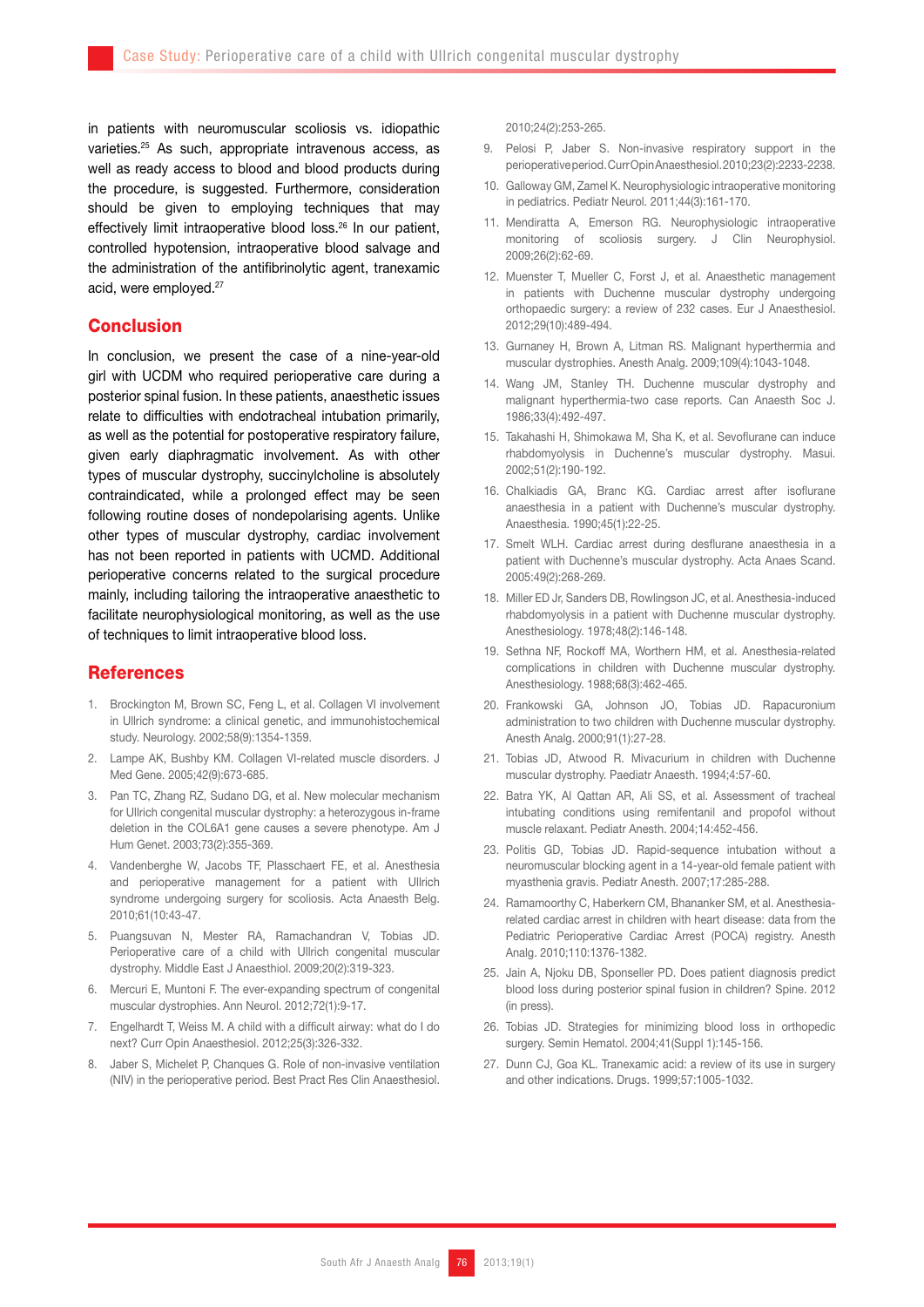in patients with neuromuscular scoliosis vs. idiopathic varieties.[25] As such, appropriate intravenous access, as well as ready access to blood and blood products during the procedure, is suggested. Furthermore, consideration should be given to employing techniques that may effectively limit intraoperative blood loss.[26] In our patient, controlled hypotension, intraoperative blood salvage and the administration of the antifibrinolytic agent, tranexamic acid, were employed.[27]

## Conclusion

In conclusion, we present the case of a nine-year-old girl with UCDM who required perioperative care during a posterior spinal fusion. In these patients, anaesthetic issues relate to difficulties with endotracheal intubation primarily, as well as the potential for postoperative respiratory failure, given early diaphragmatic involvement. As with other types of muscular dystrophy, succinylcholine is absolutely contraindicated, while a prolonged effect may be seen following routine doses of nondepolarising agents. Unlike other types of muscular dystrophy, cardiac involvement has not been reported in patients with UCMD. Additional perioperative concerns related to the surgical procedure mainly, including tailoring the intraoperative anaesthetic to facilitate neurophysiological monitoring, as well as the use of techniques to limit intraoperative blood loss.

## References

1. Brockington M, Brown SC, Feng L, et al. Collagen VI involvement in Ullrich syndrome: a clinical genetic, and immunohistochemical study. Neurology. 2002;58(9):1354-1359.
2. Lampe AK, Bushby KM. Collagen VI-related muscle disorders. J Med Gene. 2005;42(9):673-685.
3. Pan TC, Zhang RZ, Sudano DG, et al. New molecular mechanism for Ullrich congenital muscular dystrophy: a heterozygous in-frame deletion in the COL6A1 gene causes a severe phenotype. Am J Hum Genet. 2003;73(2):355-369.
4. Vandenberghe W, Jacobs TF, Plasschaert FE, et al. Anesthesia and perioperative management for a patient with Ullrich syndrome undergoing surgery for scoliosis. Acta Anaesth Belg. 2010;61(10:43-47.
5. Puangsuvan N, Mester RA, Ramachandran V, Tobias JD. Perioperative care of a child with Ullrich congenital muscular dystrophy. Middle East J Anaesthiol. 2009;20(2):319-323.
6. Mercuri E, Muntoni F. The ever-expanding spectrum of congenital muscular dystrophies. Ann Neurol. 2012;72(1):9-17.
7. Engelhardt T, Weiss M. A child with a difficult airway: what do I do next? Curr Opin Anaesthesiol. 2012;25(3):326-332.
8. Jaber S, Michelet P, Chanques G. Role of non-invasive ventilation (NIV) in the perioperative period. Best Pract Res Clin Anaesthesiol. 2010;24(2):253-265.
9. Pelosi P, Jaber S. Non-invasive respiratory support in the perioperative period. Curr Opin Anaesthesiol. 2010;23(2):2233-2238.
10. Galloway GM, Zamel K. Neurophysiologic intraoperative monitoring in pediatrics. Pediatr Neurol. 2011;44(3):161-170.
11. Mendiratta A, Emerson RG. Neurophysiologic intraoperative monitoring of scoliosis surgery. J Clin Neurophysiol. 2009;26(2):62-69.
12. Muenster T, Mueller C, Forst J, et al. Anaesthetic management in patients with Duchenne muscular dystrophy undergoing orthopaedic surgery: a review of 232 cases. Eur J Anaesthesiol. 2012;29(10):489-494.
13. Gurnaney H, Brown A, Litman RS. Malignant hyperthermia and muscular dystrophies. Anesth Analg. 2009;109(4):1043-1048.
14. Wang JM, Stanley TH. Duchenne muscular dystrophy and malignant hyperthermia-two case reports. Can Anaesth Soc J. 1986;33(4):492-497.
15. Takahashi H, Shimokawa M, Sha K, et al. Sevoflurane can induce rhabdomyolysis in Duchenne's muscular dystrophy. Masui. 2002;51(2):190-192.
16. Chalkiadis GA, Branc KG. Cardiac arrest after isoflurane anaesthesia in a patient with Duchenne's muscular dystrophy. Anaesthesia. 1990;45(1):22-25.
17. Smelt WLH. Cardiac arrest during desflurane anaesthesia in a patient with Duchenne's muscular dystrophy. Acta Anaes Scand. 2005:49(2):268-269.
18. Miller ED Jr, Sanders DB, Rowlingson JC, et al. Anesthesia-induced rhabdomyolysis in a patient with Duchenne muscular dystrophy. Anesthesiology. 1978;48(2):146-148.
19. Sethna NF, Rockoff MA, Worthern HM, et al. Anesthesia-related complications in children with Duchenne muscular dystrophy. Anesthesiology. 1988;68(3):462-465.
20. Frankowski GA, Johnson JO, Tobias JD. Rapacuronium administration to two children with Duchenne muscular dystrophy. Anesth Analg. 2000;91(1):27-28.
21. Tobias JD, Atwood R. Mivacurium in children with Duchenne muscular dystrophy. Paediatr Anaesth. 1994;4:57-60.
22. Batra YK, Al Qattan AR, Ali SS, et al. Assessment of tracheal intubating conditions using remifentanil and propofol without muscle relaxant. Pediatr Anesth. 2004;14:452-456.
23. Politis GD, Tobias JD. Rapid-sequence intubation without a neuromuscular blocking agent in a 14-year-old female patient with myasthenia gravis. Pediatr Anesth. 2007;17:285-288.
24. Ramamoorthy C, Haberkern CM, Bhananker SM, et al. Anesthesia-related cardiac arrest in children with heart disease: data from the Pediatric Perioperative Cardiac Arrest (POCA) registry. Anesth Analg. 2010;110:1376-1382.
25. Jain A, Njoku DB, Sponseller PD. Does patient diagnosis predict blood loss during posterior spinal fusion in children? Spine. 2012 (in press).
26. Tobias JD. Strategies for minimizing blood loss in orthopedic surgery. Semin Hematol. 2004;41(Suppl 1):145-156.
27. Dunn CJ, Goa KL. Tranexamic acid: a review of its use in surgery and other indications. Drugs. 1999;57:1005-1032.